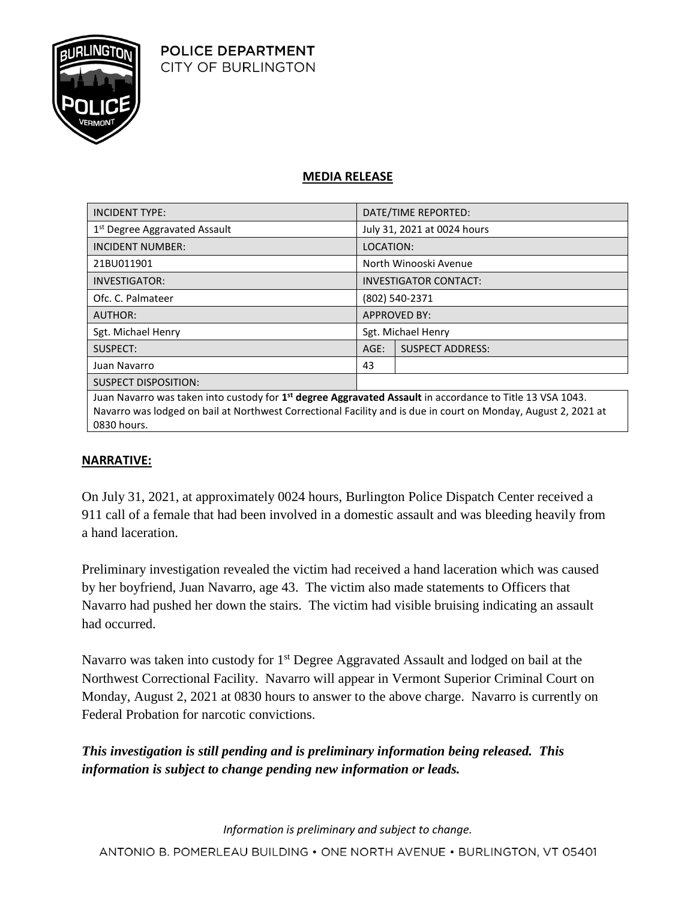POLICE DEPARTMENT
CITY OF BURLINGTON

## MEDIA RELEASE

| INCIDENT TYPE: | DATE/TIME REPORTED: | |
|---|---|---|
| 1st Degree Aggravated Assault | July 31, 2021 at 0024 hours | |
| INCIDENT NUMBER: | LOCATION: | |
| 21BU011901 | North Winooski Avenue | |
| INVESTIGATOR: | INVESTIGATOR CONTACT: | |
| Ofc. C. Palmateer | (802) 540-2371 | |
| AUTHOR: | APPROVED BY: | |
| Sgt. Michael Henry | Sgt. Michael Henry | |
| SUSPECT: | AGE: | SUSPECT ADDRESS: |
| Juan Navarro | 43 | |
| SUSPECT DISPOSITION: | | |
| Juan Navarro was taken into custody for **1st degree Aggravated Assault** in accordance to Title 13 VSA 1043. Navarro was lodged on bail at Northwest Correctional Facility and is due in court on Monday, August 2, 2021 at 0830 hours. | | |

**NARRATIVE:**

On July 31, 2021, at approximately 0024 hours, Burlington Police Dispatch Center received a 911 call of a female that had been involved in a domestic assault and was bleeding heavily from a hand laceration.

Preliminary investigation revealed the victim had received a hand laceration which was caused by her boyfriend, Juan Navarro, age 43. The victim also made statements to Officers that Navarro had pushed her down the stairs. The victim had visible bruising indicating an assault had occurred.

Navarro was taken into custody for 1st Degree Aggravated Assault and lodged on bail at the Northwest Correctional Facility. Navarro will appear in Vermont Superior Criminal Court on Monday, August 2, 2021 at 0830 hours to answer to the above charge. Navarro is currently on Federal Probation for narcotic convictions.

***This investigation is still pending and is preliminary information being released. This information is subject to change pending new information or leads.***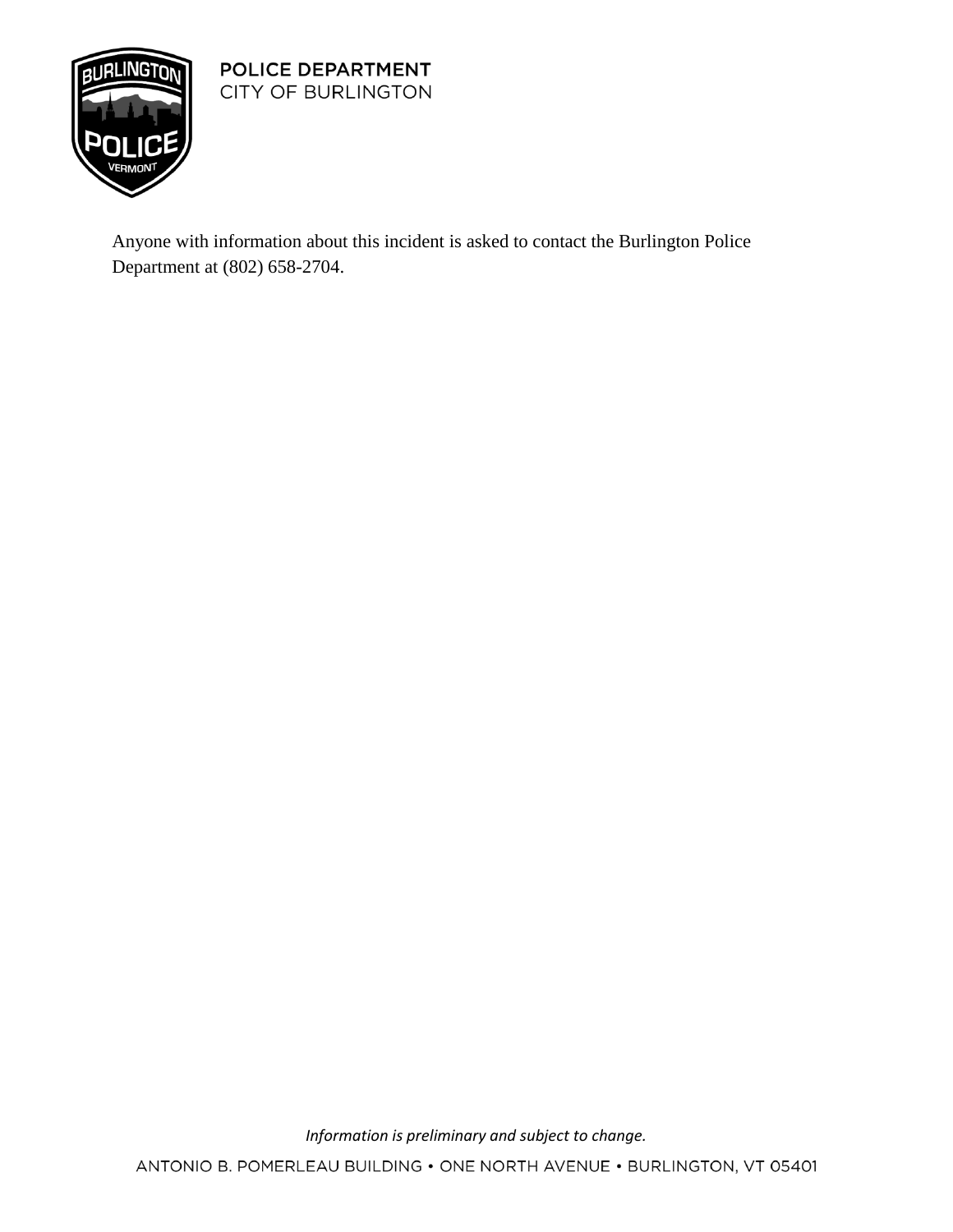Anyone with information about this incident is asked to contact the Burlington Police Department at (802) 658-2704.

*Information is preliminary and subject to change.*